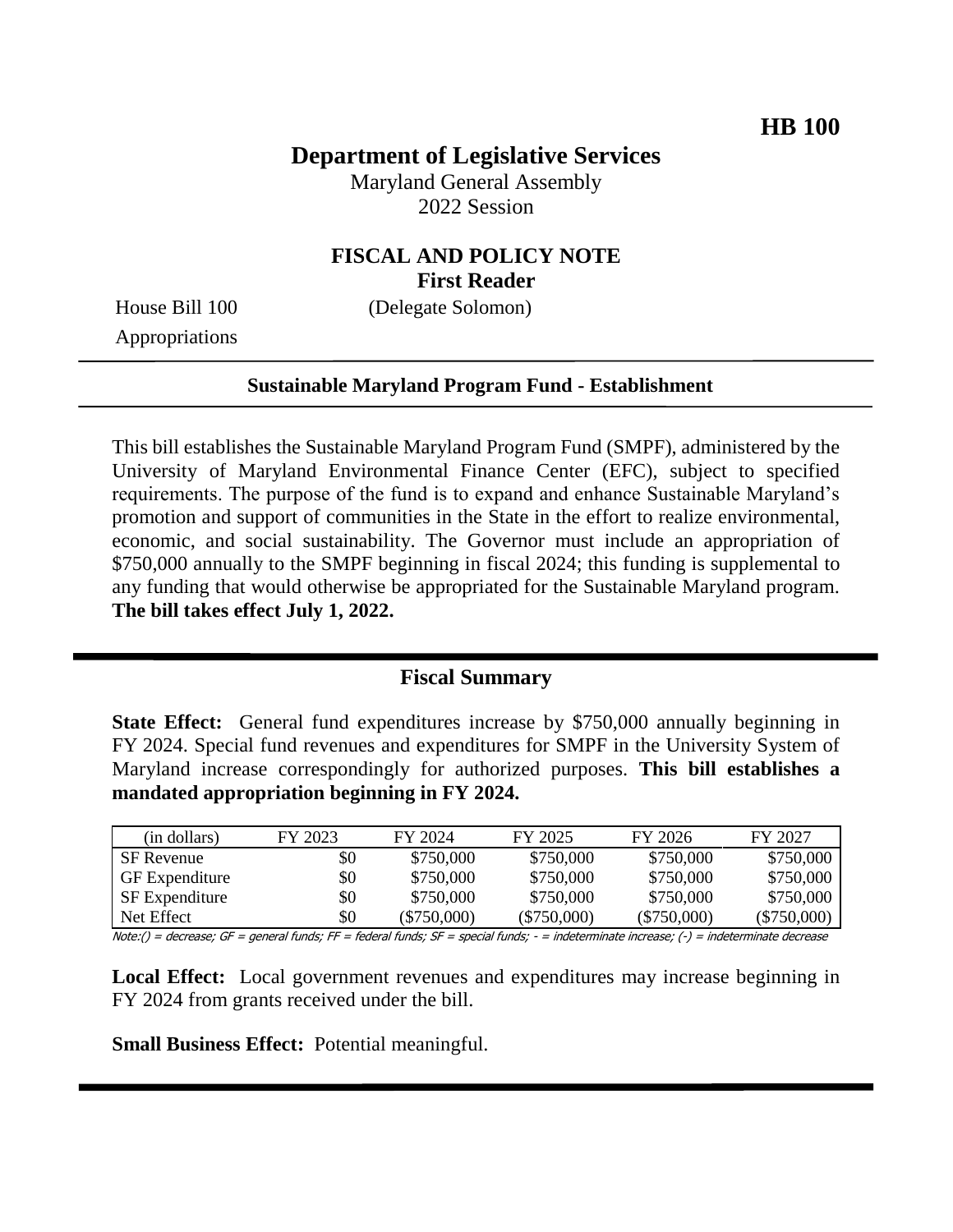**HB 100**

# Department of Legislative Services

Maryland General Assembly
2022 Session

## FISCAL AND POLICY NOTE
**First Reader**

House Bill 100 (Delegate Solomon)
Appropriations

---

**Sustainable Maryland Program Fund - Establishment**

---

This bill establishes the Sustainable Maryland Program Fund (SMPF), administered by the University of Maryland Environmental Finance Center (EFC), subject to specified requirements. The purpose of the fund is to expand and enhance Sustainable Maryland's promotion and support of communities in the State in the effort to realize environmental, economic, and social sustainability. The Governor must include an appropriation of $750,000 annually to the SMPF beginning in fiscal 2024; this funding is supplemental to any funding that would otherwise be appropriated for the Sustainable Maryland program. **The bill takes effect July 1, 2022.**

---

## Fiscal Summary

**State Effect:** General fund expenditures increase by $750,000 annually beginning in FY 2024. Special fund revenues and expenditures for SMPF in the University System of Maryland increase correspondingly for authorized purposes. **This bill establishes a mandated appropriation beginning in FY 2024.**

| (in dollars) | FY 2023 | FY 2024 | FY 2025 | FY 2026 | FY 2027 |
|---|---|---|---|---|---|
| SF Revenue | $0 | $750,000 | $750,000 | $750,000 | $750,000 |
| GF Expenditure | $0 | $750,000 | $750,000 | $750,000 | $750,000 |
| SF Expenditure | $0 | $750,000 | $750,000 | $750,000 | $750,000 |
| Net Effect | $0 | ($750,000) | ($750,000) | ($750,000) | ($750,000) |

*Note:() = decrease; GF = general funds; FF = federal funds; SF = special funds; - = indeterminate increase; (-) = indeterminate decrease*

**Local Effect:** Local government revenues and expenditures may increase beginning in FY 2024 from grants received under the bill.

**Small Business Effect:** Potential meaningful.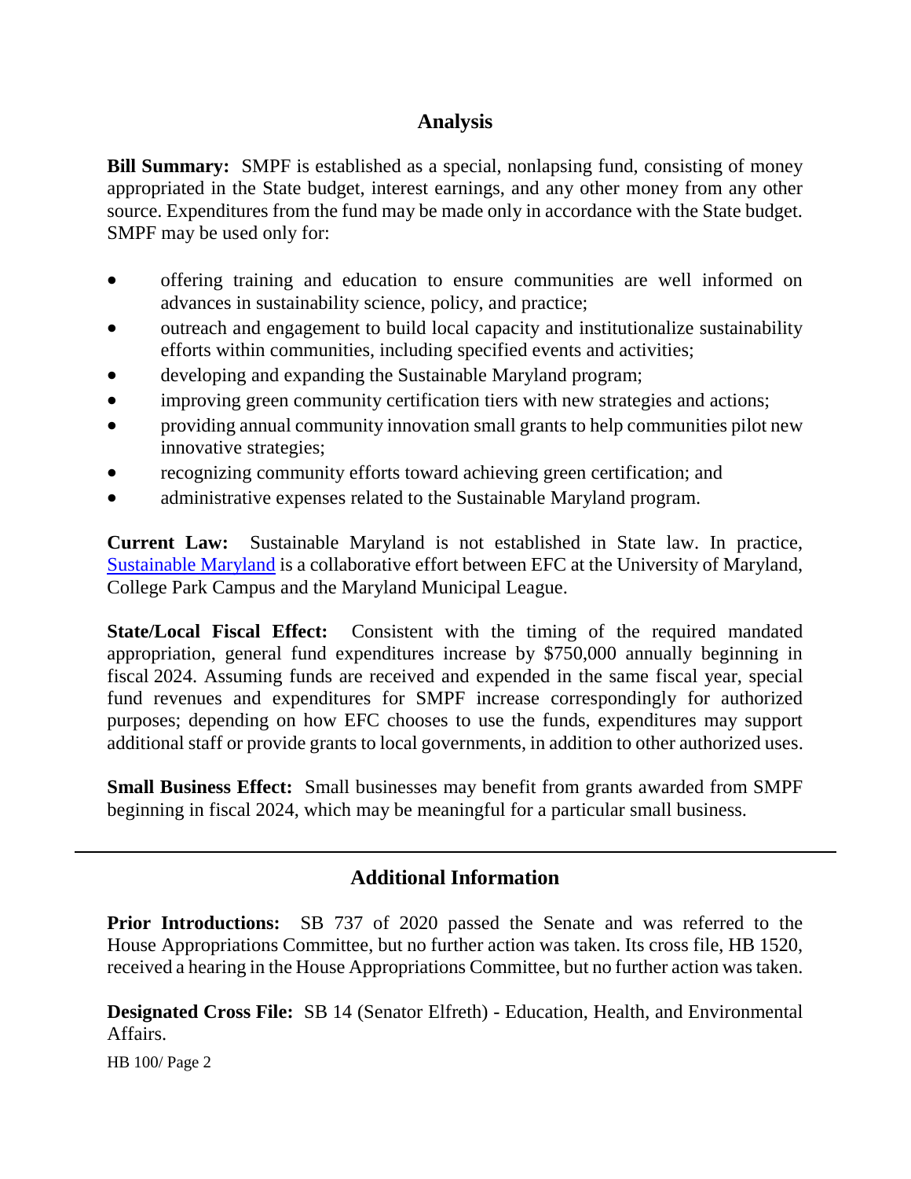## Analysis

**Bill Summary:** SMPF is established as a special, nonlapsing fund, consisting of money appropriated in the State budget, interest earnings, and any other money from any other source. Expenditures from the fund may be made only in accordance with the State budget. SMPF may be used only for:

- offering training and education to ensure communities are well informed on advances in sustainability science, policy, and practice;
- outreach and engagement to build local capacity and institutionalize sustainability efforts within communities, including specified events and activities;
- developing and expanding the Sustainable Maryland program;
- improving green community certification tiers with new strategies and actions;
- providing annual community innovation small grants to help communities pilot new innovative strategies;
- recognizing community efforts toward achieving green certification; and
- administrative expenses related to the Sustainable Maryland program.

**Current Law:** Sustainable Maryland is not established in State law. In practice, Sustainable Maryland is a collaborative effort between EFC at the University of Maryland, College Park Campus and the Maryland Municipal League.

**State/Local Fiscal Effect:** Consistent with the timing of the required mandated appropriation, general fund expenditures increase by $750,000 annually beginning in fiscal 2024. Assuming funds are received and expended in the same fiscal year, special fund revenues and expenditures for SMPF increase correspondingly for authorized purposes; depending on how EFC chooses to use the funds, expenditures may support additional staff or provide grants to local governments, in addition to other authorized uses.

**Small Business Effect:** Small businesses may benefit from grants awarded from SMPF beginning in fiscal 2024, which may be meaningful for a particular small business.

## Additional Information

**Prior Introductions:** SB 737 of 2020 passed the Senate and was referred to the House Appropriations Committee, but no further action was taken. Its cross file, HB 1520, received a hearing in the House Appropriations Committee, but no further action was taken.

**Designated Cross File:** SB 14 (Senator Elfreth) - Education, Health, and Environmental Affairs.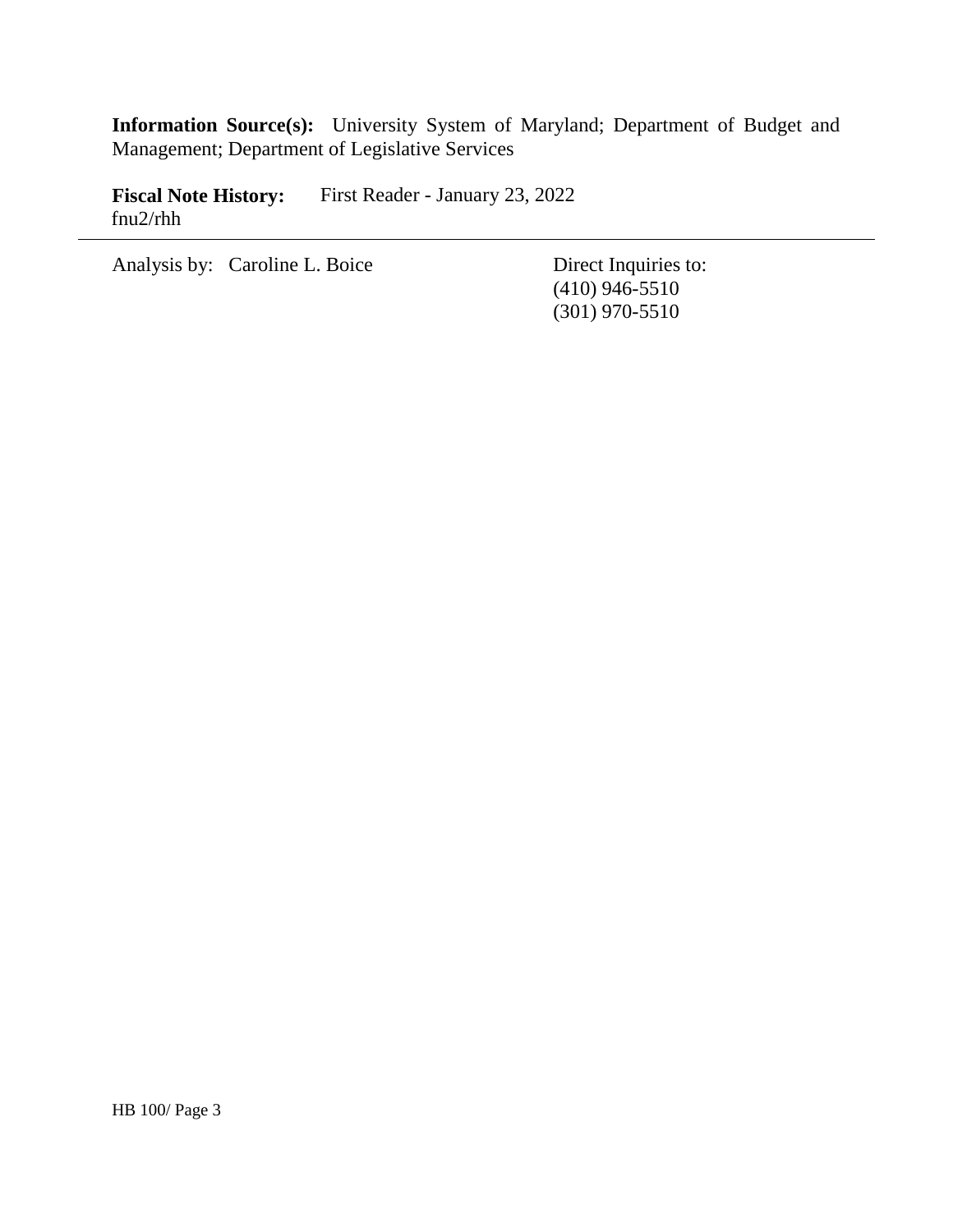**Information Source(s):** University System of Maryland; Department of Budget and Management; Department of Legislative Services

**Fiscal Note History:** First Reader - January 23, 2022
fnu2/rhh

---

Analysis by: Caroline L. Boice

Direct Inquiries to:
(410) 946-5510
(301) 970-5510